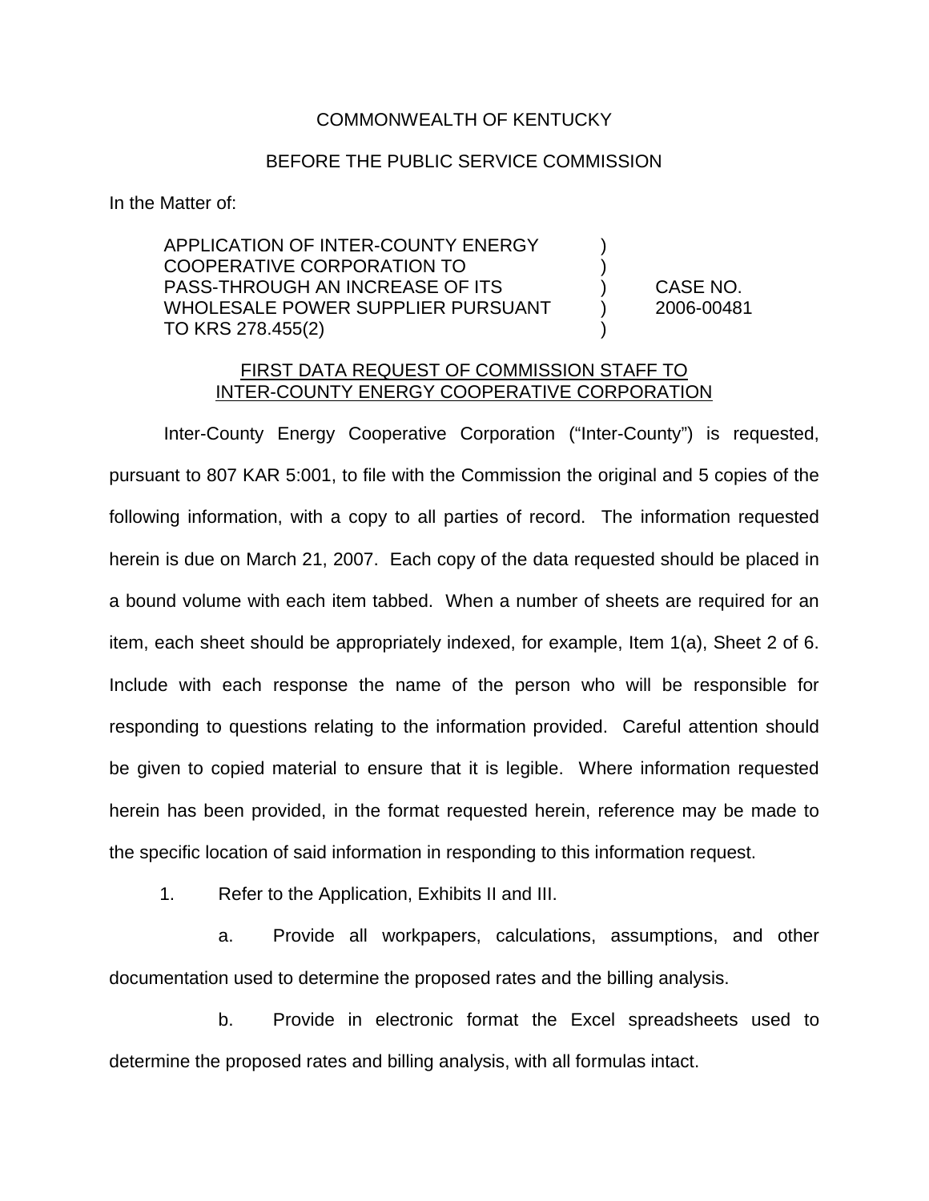COMMONWEALTH OF KENTUCKY

BEFORE THE PUBLIC SERVICE COMMISSION

In the Matter of:

| | | |
|---|---|---|
| APPLICATION OF INTER-COUNTY ENERGY COOPERATIVE CORPORATION TO PASS-THROUGH AN INCREASE OF ITS WHOLESALE POWER SUPPLIER PURSUANT TO KRS 278.455(2) | ) ) ) ) ) | CASE NO. 2006-00481 |

FIRST DATA REQUEST OF COMMISSION STAFF TO INTER-COUNTY ENERGY COOPERATIVE CORPORATION

Inter-County Energy Cooperative Corporation ("Inter-County") is requested, pursuant to 807 KAR 5:001, to file with the Commission the original and 5 copies of the following information, with a copy to all parties of record. The information requested herein is due on March 21, 2007. Each copy of the data requested should be placed in a bound volume with each item tabbed. When a number of sheets are required for an item, each sheet should be appropriately indexed, for example, Item 1(a), Sheet 2 of 6. Include with each response the name of the person who will be responsible for responding to questions relating to the information provided. Careful attention should be given to copied material to ensure that it is legible. Where information requested herein has been provided, in the format requested herein, reference may be made to the specific location of said information in responding to this information request.

1. Refer to the Application, Exhibits II and III.

   a. Provide all workpapers, calculations, assumptions, and other documentation used to determine the proposed rates and the billing analysis.

   b. Provide in electronic format the Excel spreadsheets used to determine the proposed rates and billing analysis, with all formulas intact.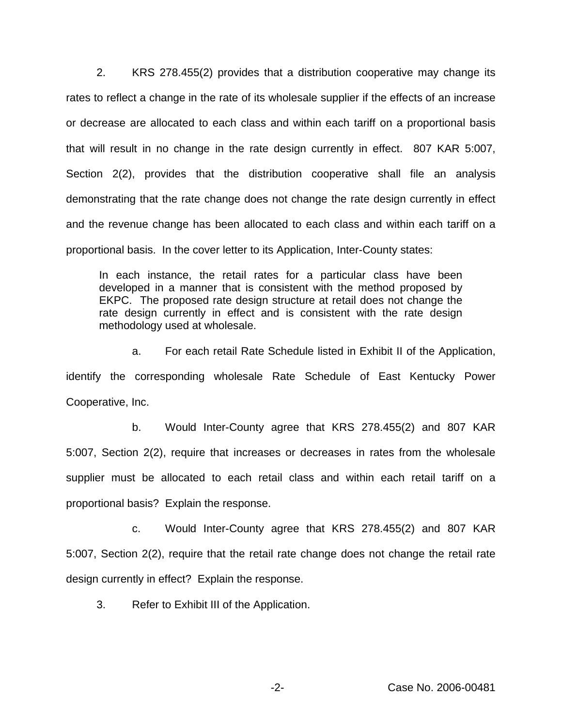2. KRS 278.455(2) provides that a distribution cooperative may change its rates to reflect a change in the rate of its wholesale supplier if the effects of an increase or decrease are allocated to each class and within each tariff on a proportional basis that will result in no change in the rate design currently in effect. 807 KAR 5:007, Section 2(2), provides that the distribution cooperative shall file an analysis demonstrating that the rate change does not change the rate design currently in effect and the revenue change has been allocated to each class and within each tariff on a proportional basis. In the cover letter to its Application, Inter-County states:

> In each instance, the retail rates for a particular class have been developed in a manner that is consistent with the method proposed by EKPC. The proposed rate design structure at retail does not change the rate design currently in effect and is consistent with the rate design methodology used at wholesale.

a. For each retail Rate Schedule listed in Exhibit II of the Application, identify the corresponding wholesale Rate Schedule of East Kentucky Power Cooperative, Inc.

b. Would Inter-County agree that KRS 278.455(2) and 807 KAR 5:007, Section 2(2), require that increases or decreases in rates from the wholesale supplier must be allocated to each retail class and within each retail tariff on a proportional basis? Explain the response.

c. Would Inter-County agree that KRS 278.455(2) and 807 KAR 5:007, Section 2(2), require that the retail rate change does not change the retail rate design currently in effect? Explain the response.

3. Refer to Exhibit III of the Application.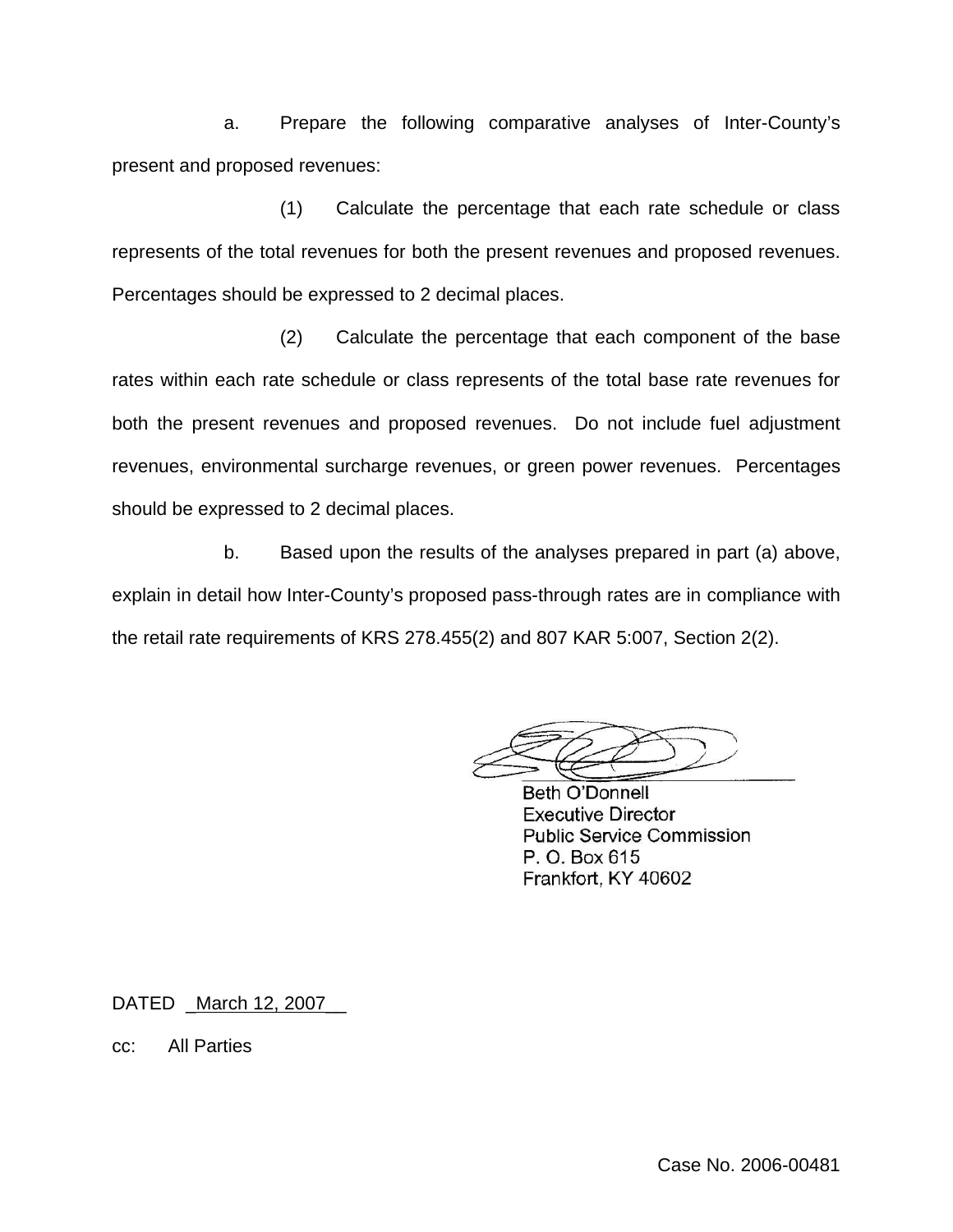a. Prepare the following comparative analyses of Inter-County's present and proposed revenues:

(1) Calculate the percentage that each rate schedule or class represents of the total revenues for both the present revenues and proposed revenues. Percentages should be expressed to 2 decimal places.

(2) Calculate the percentage that each component of the base rates within each rate schedule or class represents of the total base rate revenues for both the present revenues and proposed revenues. Do not include fuel adjustment revenues, environmental surcharge revenues, or green power revenues. Percentages should be expressed to 2 decimal places.

b. Based upon the results of the analyses prepared in part (a) above, explain in detail how Inter-County's proposed pass-through rates are in compliance with the retail rate requirements of KRS 278.455(2) and 807 KAR 5:007, Section 2(2).

Beth O'Donnell
Executive Director
Public Service Commission
P. O. Box 615
Frankfort, KY 40602

DATED _March 12, 2007__

cc: All Parties

Case No. 2006-00481